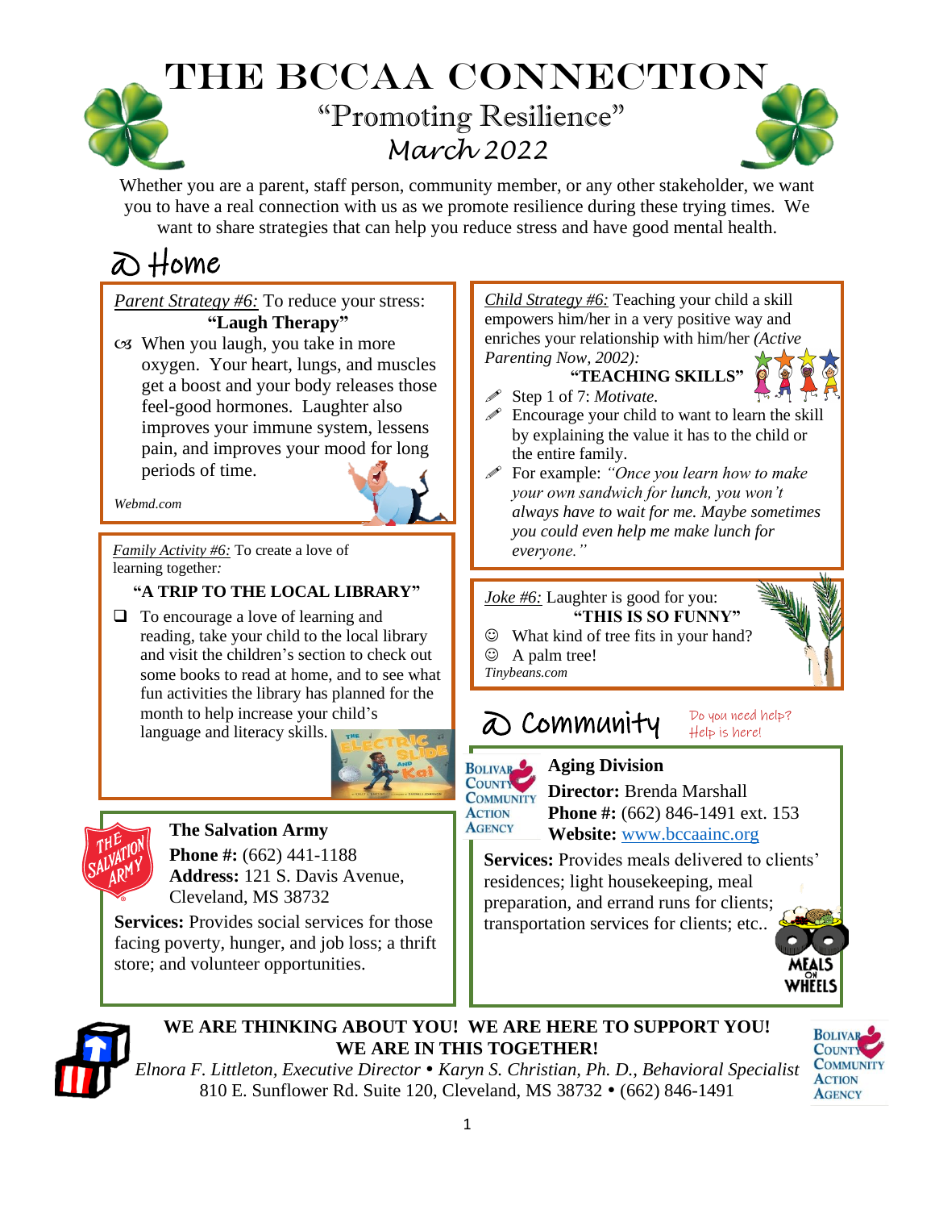# THE BCCAA CONNECTION

## "Promoting Resilience"

### March 2022

Whether you are a parent, staff person, community member, or any other stakeholder, we want you to have a real connection with us as we promote resilience during these trying times. We want to share strategies that can help you reduce stress and have good mental health.

## @ Home

*Parent Strategy #6:* To reduce your stress:

**"Laugh Therapy"**

- When you laugh, you take in more oxygen. Your heart, lungs, and muscles get a boost and your body releases those feel-good hormones. Laughter also improves your immune system, lessens pain, and improves your mood for long periods of time.

*Webmd.com*

*Family Activity #6:* To create a love of learning together:

**"A TRIP TO THE LOCAL LIBRARY"**

- To encourage a love of learning and reading, take your child to the local library and visit the children's section to check out some books to read at home, and to see what fun activities the library has planned for the month to help increase your child's language and literacy skills.

*Child Strategy #6:* Teaching your child a skill empowers him/her in a very positive way and enriches your relationship with him/her *(Active Parenting Now, 2002):*

**"TEACHING SKILLS"**

- Step 1 of 7: *Motivate.*
- Encourage your child to want to learn the skill by explaining the value it has to the child or the entire family.
- For example: *"Once you learn how to make your own sandwich for lunch, you won't always have to wait for me. Maybe sometimes you could even help me make lunch for everyone."*

*Joke #6:* Laughter is good for you:

**"THIS IS SO FUNNY"**

- ☺ What kind of tree fits in your hand?
- ☺ A palm tree!

*Tinybeans.com*

## @ Community

Do you need help? Help is here!

**The Salvation Army**
**Phone #:** (662) 441-1188
**Address:** 121 S. Davis Avenue, Cleveland, MS 38732

**Services:** Provides social services for those facing poverty, hunger, and job loss; a thrift store; and volunteer opportunities.

**Aging Division**
**Director:** Brenda Marshall
**Phone #:** (662) 846-1491 ext. 153
**Website:** www.bccaainc.org

**Services:** Provides meals delivered to clients' residences; light housekeeping, meal preparation, and errand runs for clients; transportation services for clients; etc..

**WE ARE THINKING ABOUT YOU! WE ARE HERE TO SUPPORT YOU! WE ARE IN THIS TOGETHER!**

*Elnora F. Littleton, Executive Director • Karyn S. Christian, Ph. D., Behavioral Specialist*
810 E. Sunflower Rd. Suite 120, Cleveland, MS 38732 • (662) 846-1491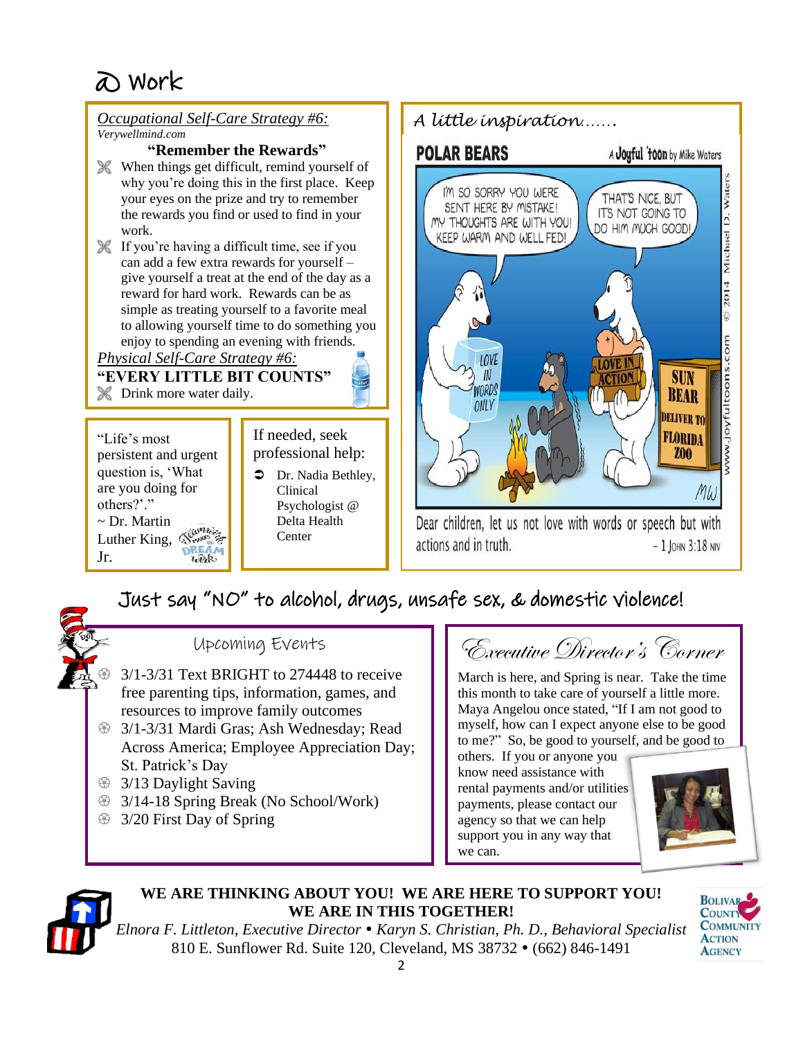# @ Work

*Occupational Self-Care Strategy #6:*
*Verywellmind.com*

**"Remember the Rewards"**

- When things get difficult, remind yourself of why you're doing this in the first place. Keep your eyes on the prize and try to remember the rewards you find or used to find in your work.
- If you're having a difficult time, see if you can add a few extra rewards for yourself – give yourself a treat at the end of the day as a reward for hard work. Rewards can be as simple as treating yourself to a favorite meal to allowing yourself time to do something you enjoy to spending an evening with friends.

*Physical Self-Care Strategy #6:*

**"EVERY LITTLE BIT COUNTS"**

- Drink more water daily.

"Life's most persistent and urgent question is, 'What are you doing for others?'."
~ Dr. Martin Luther King, Jr.

If needed, seek professional help:

- Dr. Nadia Bethley, Clinical Psychologist @ Delta Health Center

*A little inspiration……*

**POLAR BEARS** — A Joyful 'toon by Mike Waters

I'M SO SORRY YOU WERE SENT HERE BY MISTAKE! MY THOUGHTS ARE WITH YOU! KEEP WARM AND WELL FED!

THAT'S NICE, BUT IT'S NOT GOING TO DO HIM MUCH GOOD!

LOVE IN WORDS ONLY — LOVE IN ACTION — SUN BEAR DELIVER TO FLORIDA ZOO

© 2014 Michael D. Waters www.joyfultoons.com

Dear children, let us not love with words or speech but with actions and in truth. - 1 John 3:18 NIV

## Just say "NO" to alcohol, drugs, unsafe sex, & domestic violence!

### Upcoming Events

- 3/1-3/31 Text BRIGHT to 274448 to receive free parenting tips, information, games, and resources to improve family outcomes
- 3/1-3/31 Mardi Gras; Ash Wednesday; Read Across America; Employee Appreciation Day; St. Patrick's Day
- 3/13 Daylight Saving
- 3/14-18 Spring Break (No School/Work)
- 3/20 First Day of Spring

### Executive Director's Corner

March is here, and Spring is near. Take the time this month to take care of yourself a little more. Maya Angelou once stated, "If I am not good to myself, how can I expect anyone else to be good to me?" So, be good to yourself, and be good to others. If you or anyone you know need assistance with rental payments and/or utilities payments, please contact our agency so that we can help support you in any way that we can.

**WE ARE THINKING ABOUT YOU! WE ARE HERE TO SUPPORT YOU!**
**WE ARE IN THIS TOGETHER!**

*Elnora F. Littleton, Executive Director* • *Karyn S. Christian, Ph. D., Behavioral Specialist*
810 E. Sunflower Rd. Suite 120, Cleveland, MS 38732 • (662) 846-1491

Bolivar County Community Action Agency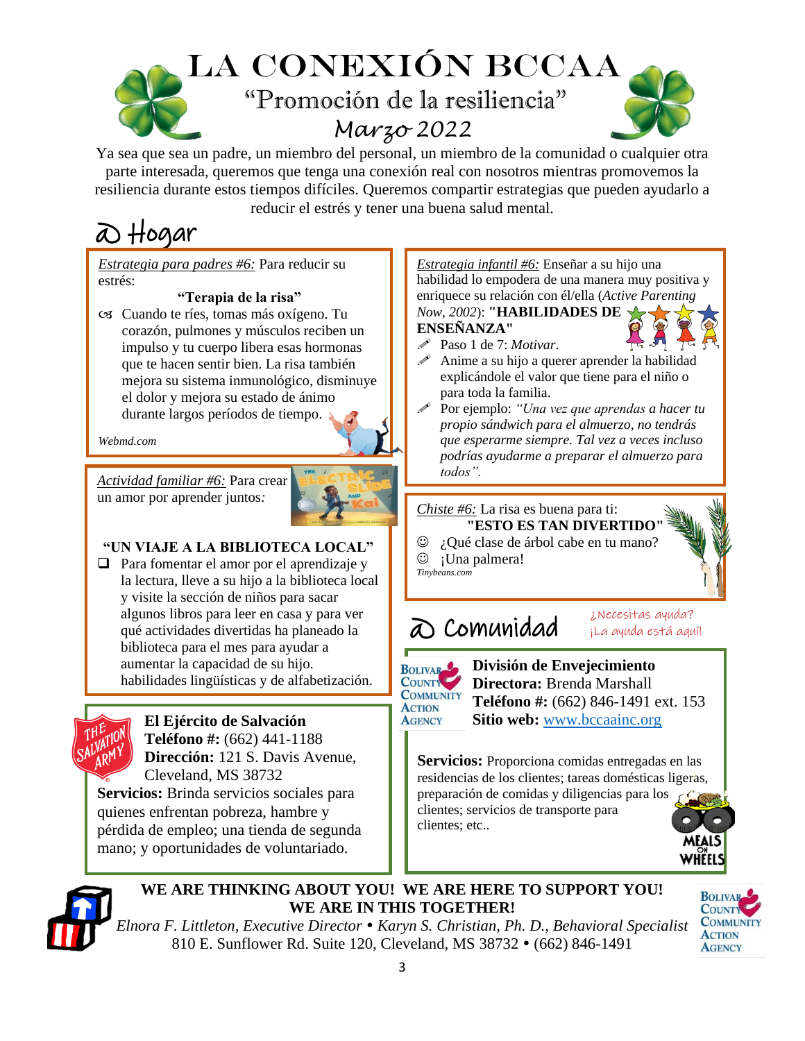# LA CONEXIÓN BCCAA

## "Promoción de la resiliencia"

### Marzo 2022

Ya sea que sea un padre, un miembro del personal, un miembro de la comunidad o cualquier otra parte interesada, queremos que tenga una conexión real con nosotros mientras promovemos la resiliencia durante estos tiempos difíciles. Queremos compartir estrategias que pueden ayudarlo a reducir el estrés y tener una buena salud mental.

## @ Hogar

*Estrategia para padres #6:* Para reducir su estrés:

**"Terapia de la risa"**

- Cuando te ríes, tomas más oxígeno. Tu corazón, pulmones y músculos reciben un impulso y tu cuerpo libera esas hormonas que te hacen sentir bien. La risa también mejora su sistema inmunológico, disminuye el dolor y mejora su estado de ánimo durante largos períodos de tiempo.

*Webmd.com*

*Actividad familiar #6:* Para crear un amor por aprender juntos*:*

**"UN VIAJE A LA BIBLIOTECA LOCAL"**

- Para fomentar el amor por el aprendizaje y la lectura, lleve a su hijo a la biblioteca local y visite la sección de niños para sacar algunos libros para leer en casa y para ver qué actividades divertidas ha planeado la biblioteca para el mes para ayudar a aumentar la capacidad de su hijo. habilidades lingüísticas y de alfabetización.

*Estrategia infantil #6:* Enseñar a su hijo una habilidad lo empodera de una manera muy positiva y enriquece su relación con él/ella (*Active Parenting Now, 2002*): **"HABILIDADES DE ENSEÑANZA"**

- Paso 1 de 7: *Motivar*.
- Anime a su hijo a querer aprender la habilidad explicándole el valor que tiene para el niño o para toda la familia.
- Por ejemplo: *"Una vez que aprendas a hacer tu propio sándwich para el almuerzo, no tendrás que esperarme siempre. Tal vez a veces incluso podrías ayudarme a preparar el almuerzo para todos".*

*Chiste #6:* La risa es buena para ti:

**"ESTO ES TAN DIVERTIDO"**

- ☺ ¿Qué clase de árbol cabe en tu mano?
- ☺ ¡Una palmera!

*Tinybeans.com*

## @ Comunidad

¿Necesitas ayuda? ¡La ayuda está aquí!

**El Ejército de Salvación**
**Teléfono #:** (662) 441-1188
**Dirección:** 121 S. Davis Avenue, Cleveland, MS 38732
**Servicios:** Brinda servicios sociales para quienes enfrentan pobreza, hambre y pérdida de empleo; una tienda de segunda mano; y oportunidades de voluntariado.

**División de Envejecimiento**
**Directora:** Brenda Marshall
**Teléfono #:** (662) 846-1491 ext. 153
**Sitio web:** www.bccaainc.org

**Servicios:** Proporciona comidas entregadas en las residencias de los clientes; tareas domésticas ligeras, preparación de comidas y diligencias para los clientes; servicios de transporte para clientes; etc..

**WE ARE THINKING ABOUT YOU! WE ARE HERE TO SUPPORT YOU! WE ARE IN THIS TOGETHER!**

*Elnora F. Littleton, Executive Director • Karyn S. Christian, Ph. D., Behavioral Specialist*
810 E. Sunflower Rd. Suite 120, Cleveland, MS 38732 • (662) 846-1491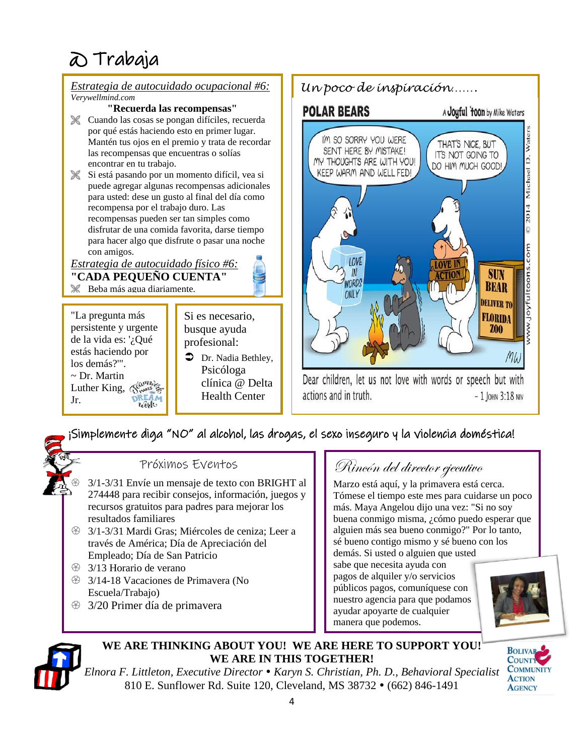# @ Trabaja

*Estrategia de autocuidado ocupacional #6:*
*Verywellmind.com*

**"Recuerda las recompensas"**

- Cuando las cosas se pongan difíciles, recuerda por qué estás haciendo esto en primer lugar. Mantén tus ojos en el premio y trata de recordar las recompensas que encuentras o solías encontrar en tu trabajo.
- Si está pasando por un momento difícil, vea si puede agregar algunas recompensas adicionales para usted: dese un gusto al final del día como recompensa por el trabajo duro. Las recompensas pueden ser tan simples como disfrutar de una comida favorita, darse tiempo para hacer algo que disfrute o pasar una noche con amigos.

*Estrategia de autocuidado físico #6:*

**"CADA PEQUEÑO CUENTA"**

- Beba más agua diariamente.

"La pregunta más persistente y urgente de la vida es: '¿Qué estás haciendo por los demás?'".
~ Dr. Martin Luther King, Jr.

Si es necesario, busque ayuda profesional:

- Dr. Nadia Bethley, Psicóloga clínica @ Delta Health Center

*Un poco de inspiración……*

POLAR BEARS — A Joyful 'toon by Mike Waters

Dear children, let us not love with words or speech but with actions and in truth. - 1 John 3:18 NIV

¡Simplemente diga "NO" al alcohol, las drogas, el sexo inseguro y la violencia doméstica!

## Próximos Eventos

- 3/1-3/31 Envíe un mensaje de texto con BRIGHT al 274448 para recibir consejos, información, juegos y recursos gratuitos para padres para mejorar los resultados familiares
- 3/1-3/31 Mardi Gras; Miércoles de ceniza; Leer a través de América; Día de Apreciación del Empleado; Día de San Patricio
- 3/13 Horario de verano
- 3/14-18 Vacaciones de Primavera (No Escuela/Trabajo)
- 3/20 Primer día de primavera

## *Rincón del director ejecutivo*

Marzo está aquí, y la primavera está cerca. Tómese el tiempo este mes para cuidarse un poco más. Maya Angelou dijo una vez: "Si no soy buena conmigo misma, ¿cómo puedo esperar que alguien más sea bueno conmigo?" Por lo tanto, sé bueno contigo mismo y sé bueno con los demás. Si usted o alguien que usted sabe que necesita ayuda con pagos de alquiler y/o servicios públicos pagos, comuníquese con nuestra agencia para que podamos ayudar apoyarte de cualquier manera que podemos.

**WE ARE THINKING ABOUT YOU! WE ARE HERE TO SUPPORT YOU!**
**WE ARE IN THIS TOGETHER!**

*Elnora F. Littleton, Executive Director* • *Karyn S. Christian, Ph. D., Behavioral Specialist*
810 E. Sunflower Rd. Suite 120, Cleveland, MS 38732 • (662) 846-1491

Bolivar County Community Action Agency